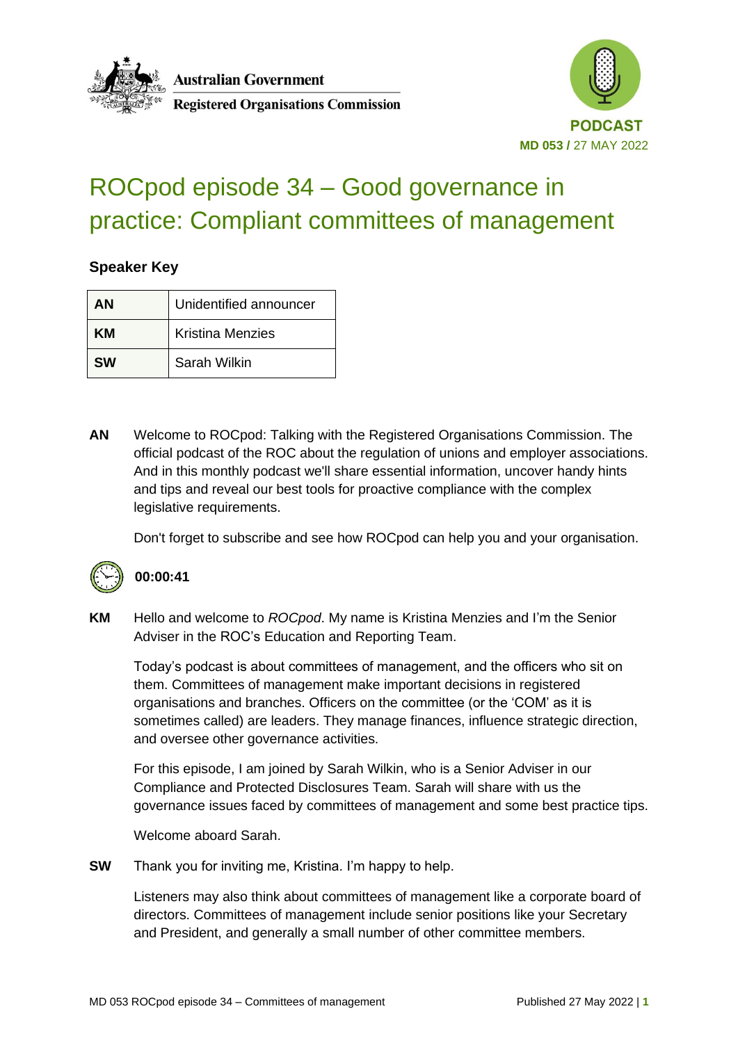Australian Government

Registered Organisations Commission

PODCAST

**MD 053 /** 27 MAY 2022

# ROCpod episode 34 – Good governance in practice: Compliant committees of management

## Speaker Key

| | |
|---|---|
| **AN** | Unidentified announcer |
| **KM** | Kristina Menzies |
| **SW** | Sarah Wilkin |

**AN** Welcome to ROCpod: Talking with the Registered Organisations Commission. The official podcast of the ROC about the regulation of unions and employer associations. And in this monthly podcast we'll share essential information, uncover handy hints and tips and reveal our best tools for proactive compliance with the complex legislative requirements.

Don't forget to subscribe and see how ROCpod can help you and your organisation.

**00:00:41**

**KM** Hello and welcome to *ROCpod*. My name is Kristina Menzies and I'm the Senior Adviser in the ROC's Education and Reporting Team.

Today's podcast is about committees of management, and the officers who sit on them. Committees of management make important decisions in registered organisations and branches. Officers on the committee (or the 'COM' as it is sometimes called) are leaders. They manage finances, influence strategic direction, and oversee other governance activities.

For this episode, I am joined by Sarah Wilkin, who is a Senior Adviser in our Compliance and Protected Disclosures Team. Sarah will share with us the governance issues faced by committees of management and some best practice tips.

Welcome aboard Sarah.

**SW** Thank you for inviting me, Kristina. I'm happy to help.

Listeners may also think about committees of management like a corporate board of directors. Committees of management include senior positions like your Secretary and President, and generally a small number of other committee members.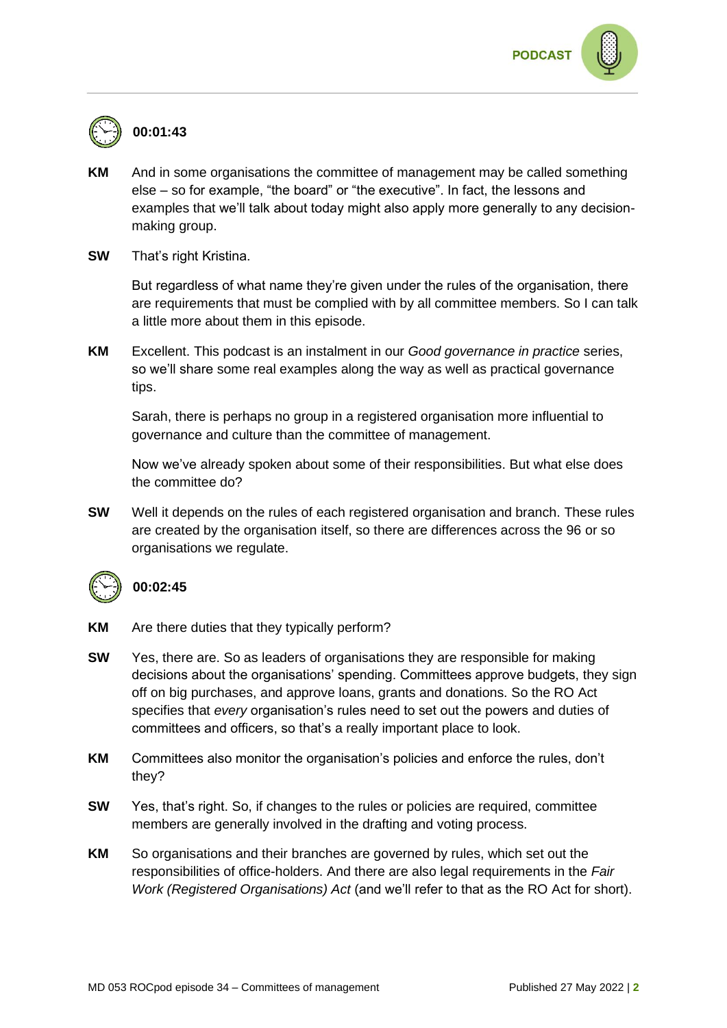**00:01:43**

**KM** And in some organisations the committee of management may be called something else – so for example, “the board” or “the executive”. In fact, the lessons and examples that we’ll talk about today might also apply more generally to any decision-making group.

**SW** That’s right Kristina.

But regardless of what name they’re given under the rules of the organisation, there are requirements that must be complied with by all committee members. So I can talk a little more about them in this episode.

**KM** Excellent. This podcast is an instalment in our *Good governance in practice* series, so we’ll share some real examples along the way as well as practical governance tips.

Sarah, there is perhaps no group in a registered organisation more influential to governance and culture than the committee of management.

Now we’ve already spoken about some of their responsibilities. But what else does the committee do?

**SW** Well it depends on the rules of each registered organisation and branch. These rules are created by the organisation itself, so there are differences across the 96 or so organisations we regulate.

**00:02:45**

**KM** Are there duties that they typically perform?

**SW** Yes, there are. So as leaders of organisations they are responsible for making decisions about the organisations’ spending. Committees approve budgets, they sign off on big purchases, and approve loans, grants and donations. So the RO Act specifies that *every* organisation’s rules need to set out the powers and duties of committees and officers, so that’s a really important place to look.

**KM** Committees also monitor the organisation’s policies and enforce the rules, don’t they?

**SW** Yes, that’s right. So, if changes to the rules or policies are required, committee members are generally involved in the drafting and voting process.

**KM** So organisations and their branches are governed by rules, which set out the responsibilities of office-holders. And there are also legal requirements in the *Fair Work (Registered Organisations) Act* (and we’ll refer to that as the RO Act for short).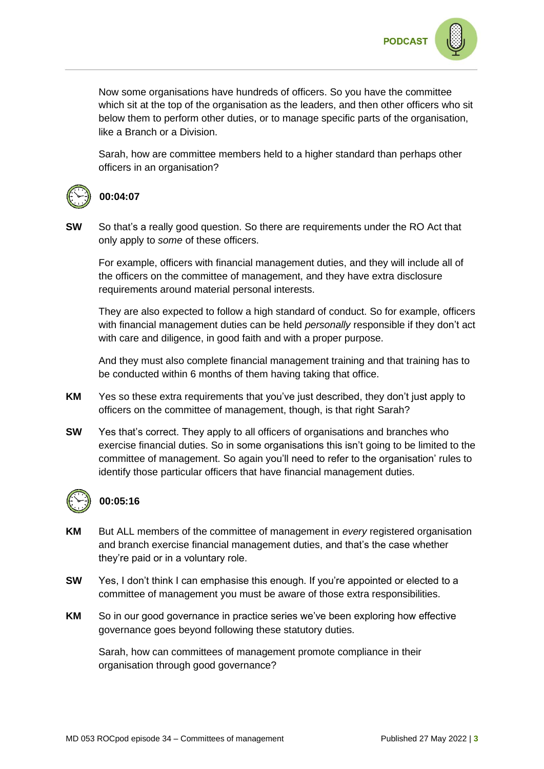Now some organisations have hundreds of officers. So you have the committee which sit at the top of the organisation as the leaders, and then other officers who sit below them to perform other duties, or to manage specific parts of the organisation, like a Branch or a Division.

Sarah, how are committee members held to a higher standard than perhaps other officers in an organisation?

**00:04:07**

**SW** So that's a really good question. So there are requirements under the RO Act that only apply to *some* of these officers.

For example, officers with financial management duties, and they will include all of the officers on the committee of management, and they have extra disclosure requirements around material personal interests.

They are also expected to follow a high standard of conduct. So for example, officers with financial management duties can be held *personally* responsible if they don't act with care and diligence, in good faith and with a proper purpose.

And they must also complete financial management training and that training has to be conducted within 6 months of them having taking that office.

**KM** Yes so these extra requirements that you've just described, they don't just apply to officers on the committee of management, though, is that right Sarah?

**SW** Yes that's correct. They apply to all officers of organisations and branches who exercise financial duties. So in some organisations this isn't going to be limited to the committee of management. So again you'll need to refer to the organisation' rules to identify those particular officers that have financial management duties.

**00:05:16**

**KM** But ALL members of the committee of management in *every* registered organisation and branch exercise financial management duties, and that's the case whether they're paid or in a voluntary role.

**SW** Yes, I don't think I can emphasise this enough. If you're appointed or elected to a committee of management you must be aware of those extra responsibilities.

**KM** So in our good governance in practice series we've been exploring how effective governance goes beyond following these statutory duties.

Sarah, how can committees of management promote compliance in their organisation through good governance?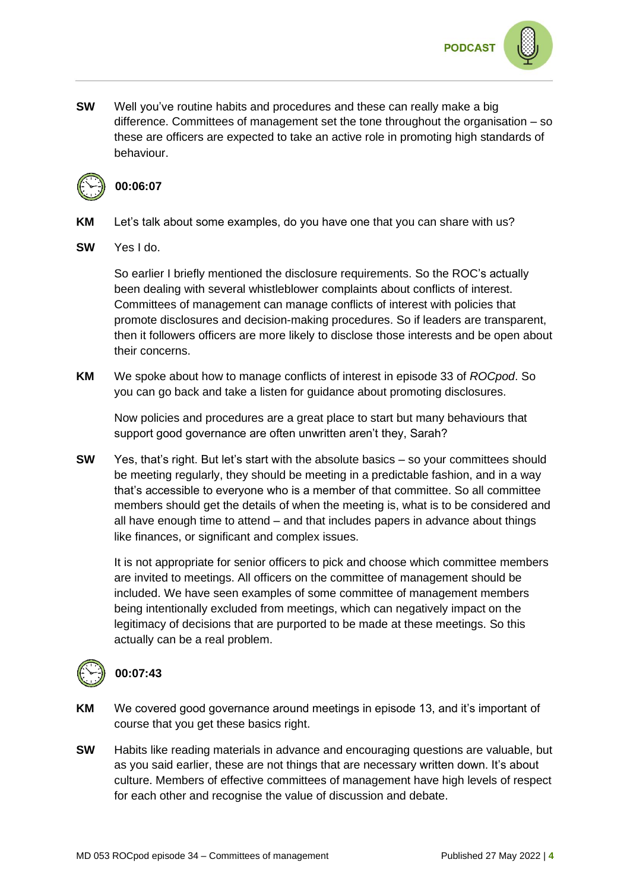**SW** Well you've routine habits and procedures and these can really make a big difference. Committees of management set the tone throughout the organisation – so these are officers are expected to take an active role in promoting high standards of behaviour.

**00:06:07**

**KM** Let's talk about some examples, do you have one that you can share with us?

**SW** Yes I do.

So earlier I briefly mentioned the disclosure requirements. So the ROC's actually been dealing with several whistleblower complaints about conflicts of interest. Committees of management can manage conflicts of interest with policies that promote disclosures and decision-making procedures. So if leaders are transparent, then it followers officers are more likely to disclose those interests and be open about their concerns.

**KM** We spoke about how to manage conflicts of interest in episode 33 of *ROCpod*. So you can go back and take a listen for guidance about promoting disclosures.

Now policies and procedures are a great place to start but many behaviours that support good governance are often unwritten aren't they, Sarah?

**SW** Yes, that's right. But let's start with the absolute basics – so your committees should be meeting regularly, they should be meeting in a predictable fashion, and in a way that's accessible to everyone who is a member of that committee. So all committee members should get the details of when the meeting is, what is to be considered and all have enough time to attend – and that includes papers in advance about things like finances, or significant and complex issues.

It is not appropriate for senior officers to pick and choose which committee members are invited to meetings. All officers on the committee of management should be included. We have seen examples of some committee of management members being intentionally excluded from meetings, which can negatively impact on the legitimacy of decisions that are purported to be made at these meetings. So this actually can be a real problem.

**00:07:43**

**KM** We covered good governance around meetings in episode 13, and it's important of course that you get these basics right.

**SW** Habits like reading materials in advance and encouraging questions are valuable, but as you said earlier, these are not things that are necessary written down. It's about culture. Members of effective committees of management have high levels of respect for each other and recognise the value of discussion and debate.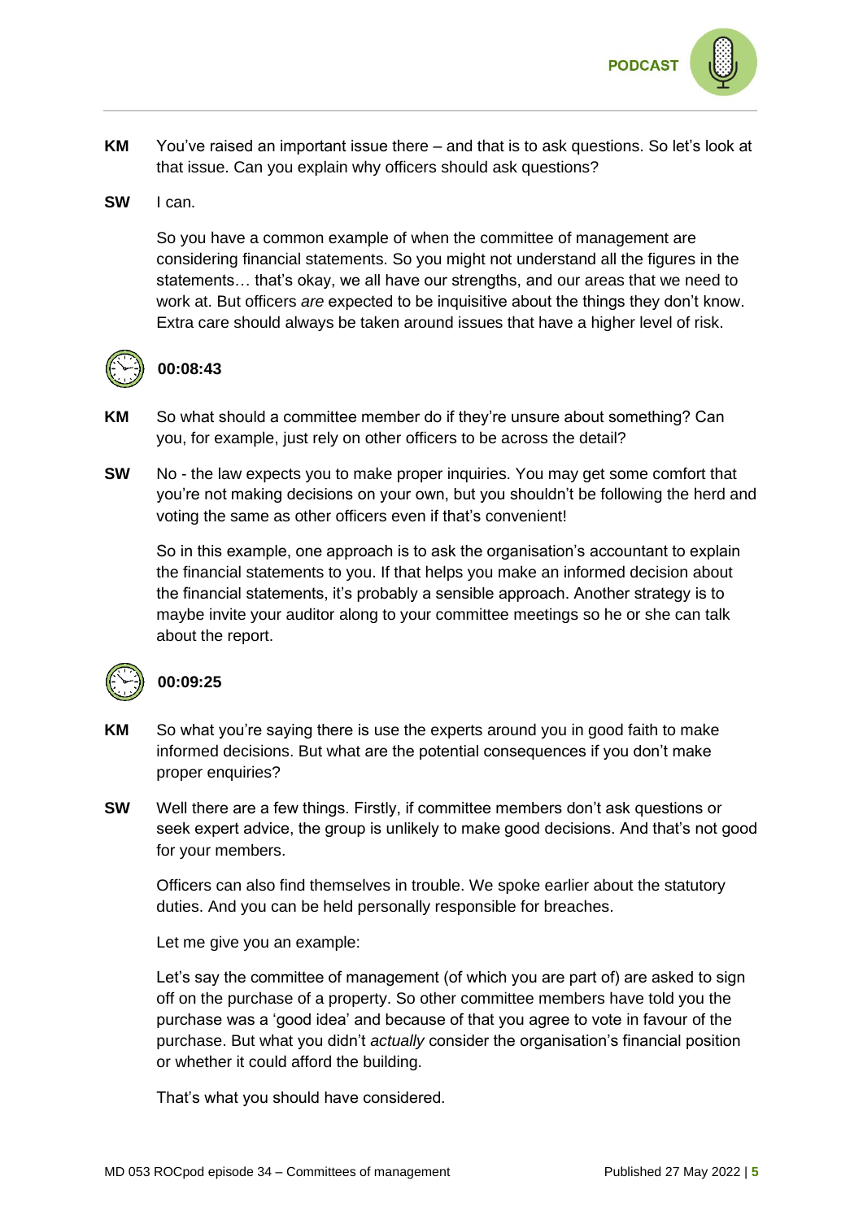**KM** You've raised an important issue there – and that is to ask questions. So let's look at that issue. Can you explain why officers should ask questions?

**SW** I can.

So you have a common example of when the committee of management are considering financial statements. So you might not understand all the figures in the statements… that's okay, we all have our strengths, and our areas that we need to work at. But officers *are* expected to be inquisitive about the things they don't know. Extra care should always be taken around issues that have a higher level of risk.

**00:08:43**

**KM** So what should a committee member do if they're unsure about something? Can you, for example, just rely on other officers to be across the detail?

**SW** No - the law expects you to make proper inquiries. You may get some comfort that you're not making decisions on your own, but you shouldn't be following the herd and voting the same as other officers even if that's convenient!

So in this example, one approach is to ask the organisation's accountant to explain the financial statements to you. If that helps you make an informed decision about the financial statements, it's probably a sensible approach. Another strategy is to maybe invite your auditor along to your committee meetings so he or she can talk about the report.

**00:09:25**

**KM** So what you're saying there is use the experts around you in good faith to make informed decisions. But what are the potential consequences if you don't make proper enquiries?

**SW** Well there are a few things. Firstly, if committee members don't ask questions or seek expert advice, the group is unlikely to make good decisions. And that's not good for your members.

Officers can also find themselves in trouble. We spoke earlier about the statutory duties. And you can be held personally responsible for breaches.

Let me give you an example:

Let's say the committee of management (of which you are part of) are asked to sign off on the purchase of a property. So other committee members have told you the purchase was a 'good idea' and because of that you agree to vote in favour of the purchase. But what you didn't *actually* consider the organisation's financial position or whether it could afford the building.

That's what you should have considered.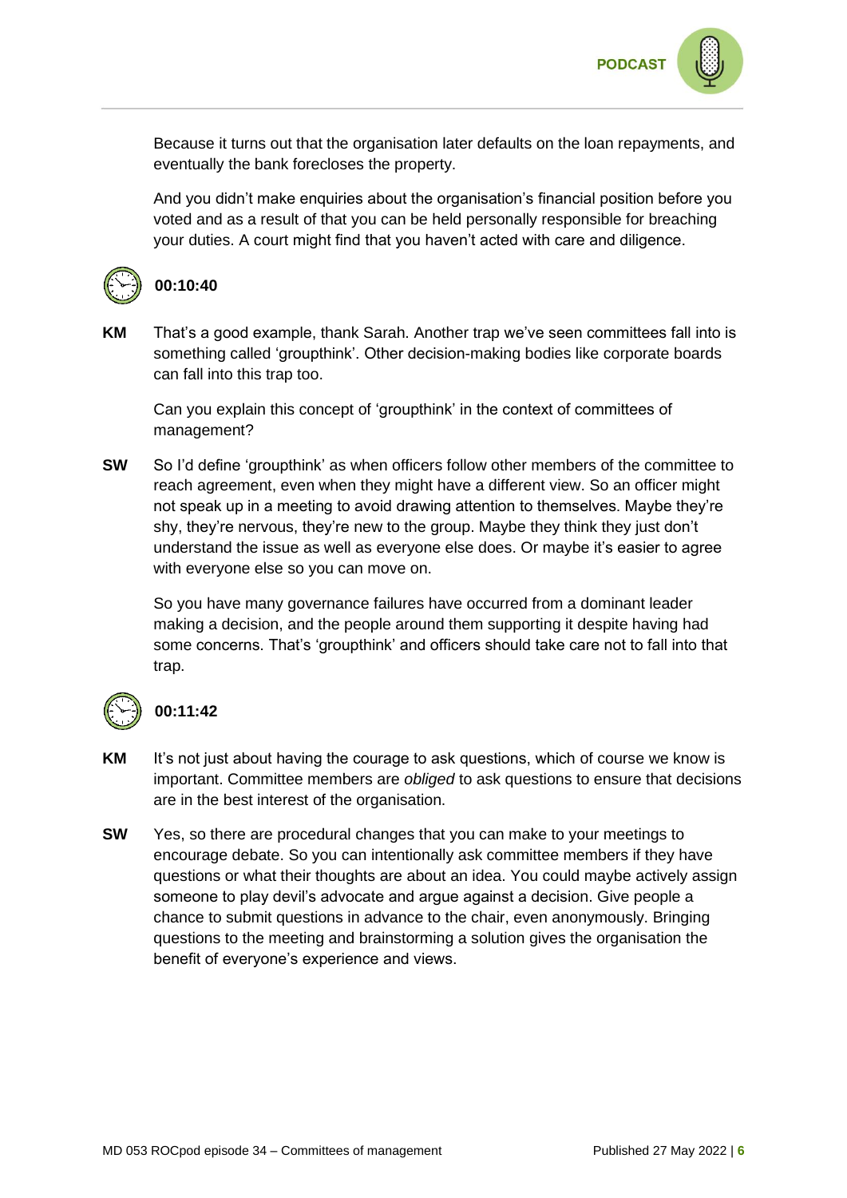Because it turns out that the organisation later defaults on the loan repayments, and eventually the bank forecloses the property.

And you didn't make enquiries about the organisation's financial position before you voted and as a result of that you can be held personally responsible for breaching your duties. A court might find that you haven't acted with care and diligence.

**00:10:40**

**KM** That's a good example, thank Sarah. Another trap we've seen committees fall into is something called 'groupthink'. Other decision-making bodies like corporate boards can fall into this trap too.

Can you explain this concept of 'groupthink' in the context of committees of management?

**SW** So I'd define 'groupthink' as when officers follow other members of the committee to reach agreement, even when they might have a different view. So an officer might not speak up in a meeting to avoid drawing attention to themselves. Maybe they're shy, they're nervous, they're new to the group. Maybe they think they just don't understand the issue as well as everyone else does. Or maybe it's easier to agree with everyone else so you can move on.

So you have many governance failures have occurred from a dominant leader making a decision, and the people around them supporting it despite having had some concerns. That's 'groupthink' and officers should take care not to fall into that trap.

**00:11:42**

**KM** It's not just about having the courage to ask questions, which of course we know is important. Committee members are *obliged* to ask questions to ensure that decisions are in the best interest of the organisation.

**SW** Yes, so there are procedural changes that you can make to your meetings to encourage debate. So you can intentionally ask committee members if they have questions or what their thoughts are about an idea. You could maybe actively assign someone to play devil's advocate and argue against a decision. Give people a chance to submit questions in advance to the chair, even anonymously. Bringing questions to the meeting and brainstorming a solution gives the organisation the benefit of everyone's experience and views.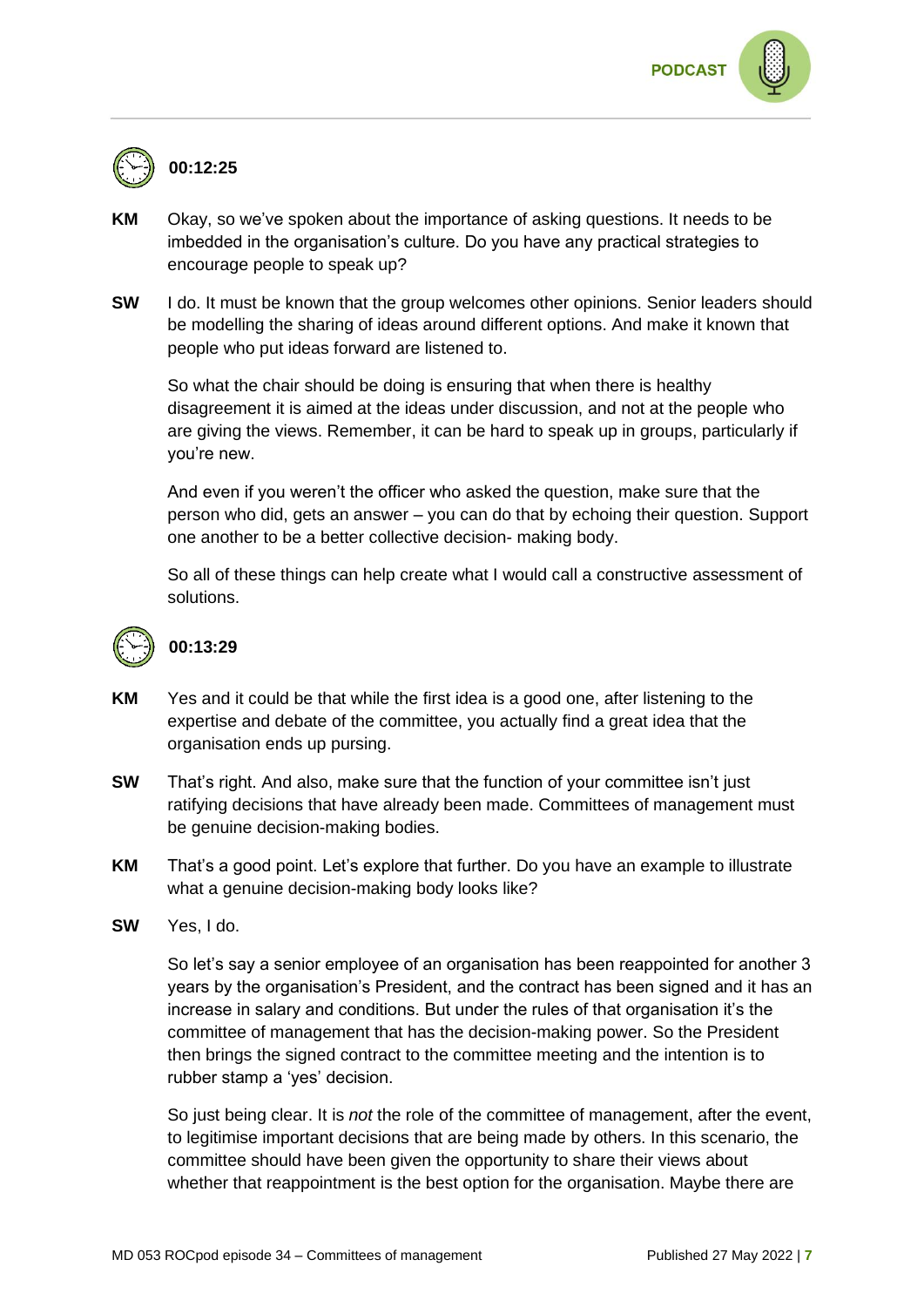**00:12:25**

**KM** Okay, so we've spoken about the importance of asking questions. It needs to be imbedded in the organisation's culture. Do you have any practical strategies to encourage people to speak up?

**SW** I do. It must be known that the group welcomes other opinions. Senior leaders should be modelling the sharing of ideas around different options. And make it known that people who put ideas forward are listened to.

So what the chair should be doing is ensuring that when there is healthy disagreement it is aimed at the ideas under discussion, and not at the people who are giving the views. Remember, it can be hard to speak up in groups, particularly if you're new.

And even if you weren't the officer who asked the question, make sure that the person who did, gets an answer – you can do that by echoing their question. Support one another to be a better collective decision- making body.

So all of these things can help create what I would call a constructive assessment of solutions.

**00:13:29**

**KM** Yes and it could be that while the first idea is a good one, after listening to the expertise and debate of the committee, you actually find a great idea that the organisation ends up pursing.

**SW** That's right. And also, make sure that the function of your committee isn't just ratifying decisions that have already been made. Committees of management must be genuine decision-making bodies.

**KM** That's a good point. Let's explore that further. Do you have an example to illustrate what a genuine decision-making body looks like?

**SW** Yes, I do.

So let's say a senior employee of an organisation has been reappointed for another 3 years by the organisation's President, and the contract has been signed and it has an increase in salary and conditions. But under the rules of that organisation it's the committee of management that has the decision-making power. So the President then brings the signed contract to the committee meeting and the intention is to rubber stamp a 'yes' decision.

So just being clear. It is *not* the role of the committee of management, after the event, to legitimise important decisions that are being made by others. In this scenario, the committee should have been given the opportunity to share their views about whether that reappointment is the best option for the organisation. Maybe there are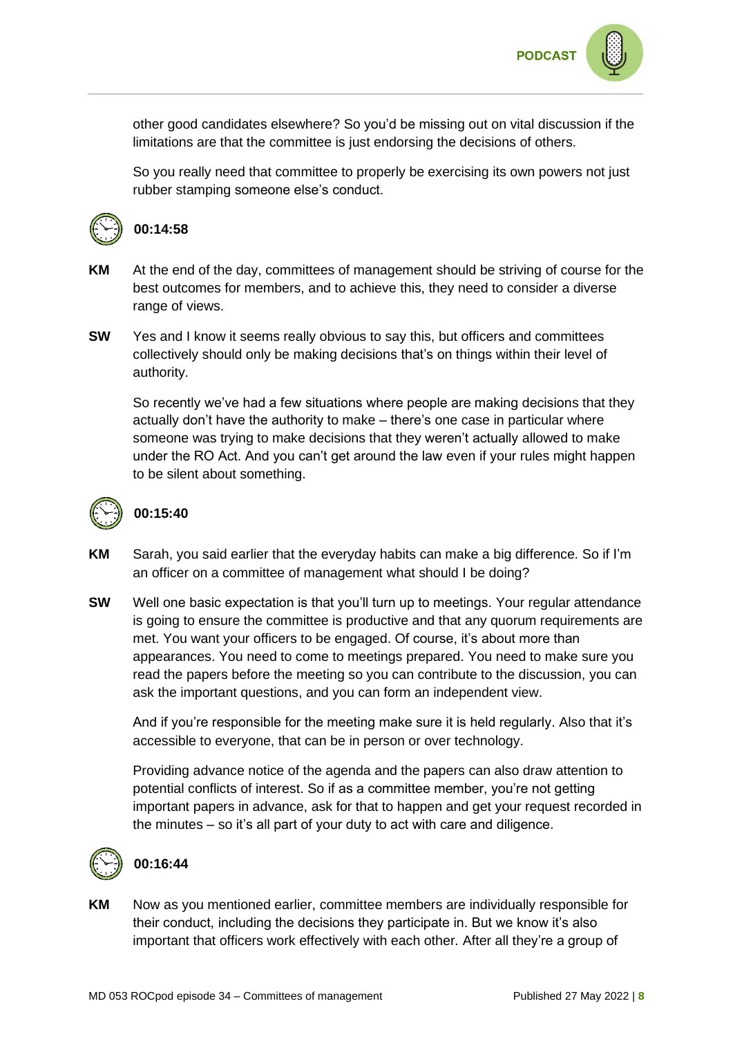other good candidates elsewhere? So you'd be missing out on vital discussion if the limitations are that the committee is just endorsing the decisions of others.

So you really need that committee to properly be exercising its own powers not just rubber stamping someone else's conduct.

**00:14:58**

**KM** At the end of the day, committees of management should be striving of course for the best outcomes for members, and to achieve this, they need to consider a diverse range of views.

**SW** Yes and I know it seems really obvious to say this, but officers and committees collectively should only be making decisions that's on things within their level of authority.

So recently we've had a few situations where people are making decisions that they actually don't have the authority to make – there's one case in particular where someone was trying to make decisions that they weren't actually allowed to make under the RO Act. And you can't get around the law even if your rules might happen to be silent about something.

**00:15:40**

**KM** Sarah, you said earlier that the everyday habits can make a big difference. So if I'm an officer on a committee of management what should I be doing?

**SW** Well one basic expectation is that you'll turn up to meetings. Your regular attendance is going to ensure the committee is productive and that any quorum requirements are met. You want your officers to be engaged. Of course, it's about more than appearances. You need to come to meetings prepared. You need to make sure you read the papers before the meeting so you can contribute to the discussion, you can ask the important questions, and you can form an independent view.

And if you're responsible for the meeting make sure it is held regularly. Also that it's accessible to everyone, that can be in person or over technology.

Providing advance notice of the agenda and the papers can also draw attention to potential conflicts of interest. So if as a committee member, you're not getting important papers in advance, ask for that to happen and get your request recorded in the minutes – so it's all part of your duty to act with care and diligence.

**00:16:44**

**KM** Now as you mentioned earlier, committee members are individually responsible for their conduct, including the decisions they participate in. But we know it's also important that officers work effectively with each other. After all they're a group of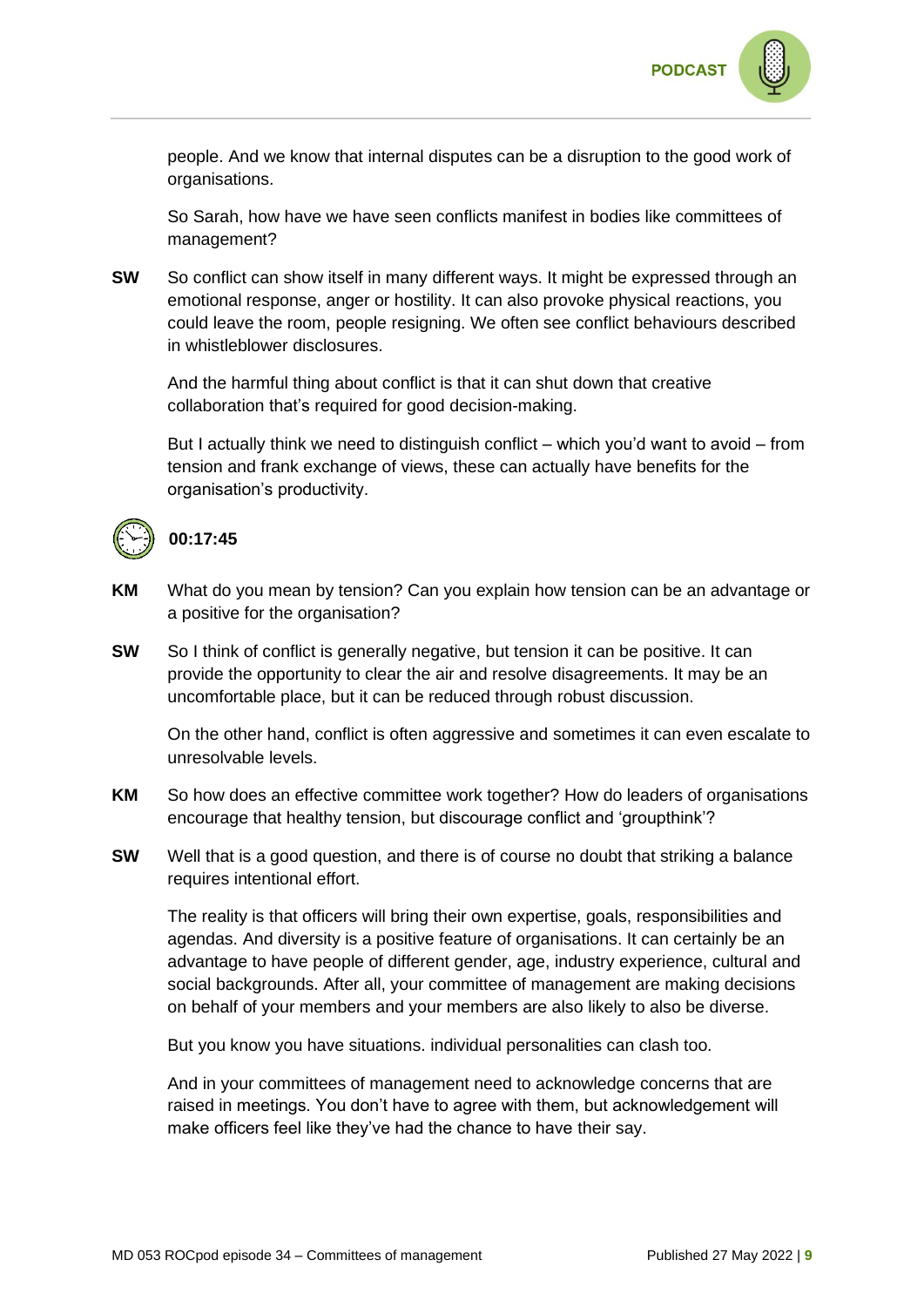people. And we know that internal disputes can be a disruption to the good work of organisations.

So Sarah, how have we have seen conflicts manifest in bodies like committees of management?

**SW** So conflict can show itself in many different ways. It might be expressed through an emotional response, anger or hostility. It can also provoke physical reactions, you could leave the room, people resigning. We often see conflict behaviours described in whistleblower disclosures.

And the harmful thing about conflict is that it can shut down that creative collaboration that's required for good decision-making.

But I actually think we need to distinguish conflict – which you'd want to avoid – from tension and frank exchange of views, these can actually have benefits for the organisation's productivity.

**00:17:45**

**KM** What do you mean by tension? Can you explain how tension can be an advantage or a positive for the organisation?

**SW** So I think of conflict is generally negative, but tension it can be positive. It can provide the opportunity to clear the air and resolve disagreements. It may be an uncomfortable place, but it can be reduced through robust discussion.

On the other hand, conflict is often aggressive and sometimes it can even escalate to unresolvable levels.

**KM** So how does an effective committee work together? How do leaders of organisations encourage that healthy tension, but discourage conflict and 'groupthink'?

**SW** Well that is a good question, and there is of course no doubt that striking a balance requires intentional effort.

The reality is that officers will bring their own expertise, goals, responsibilities and agendas. And diversity is a positive feature of organisations. It can certainly be an advantage to have people of different gender, age, industry experience, cultural and social backgrounds. After all, your committee of management are making decisions on behalf of your members and your members are also likely to also be diverse.

But you know you have situations. individual personalities can clash too.

And in your committees of management need to acknowledge concerns that are raised in meetings. You don't have to agree with them, but acknowledgement will make officers feel like they've had the chance to have their say.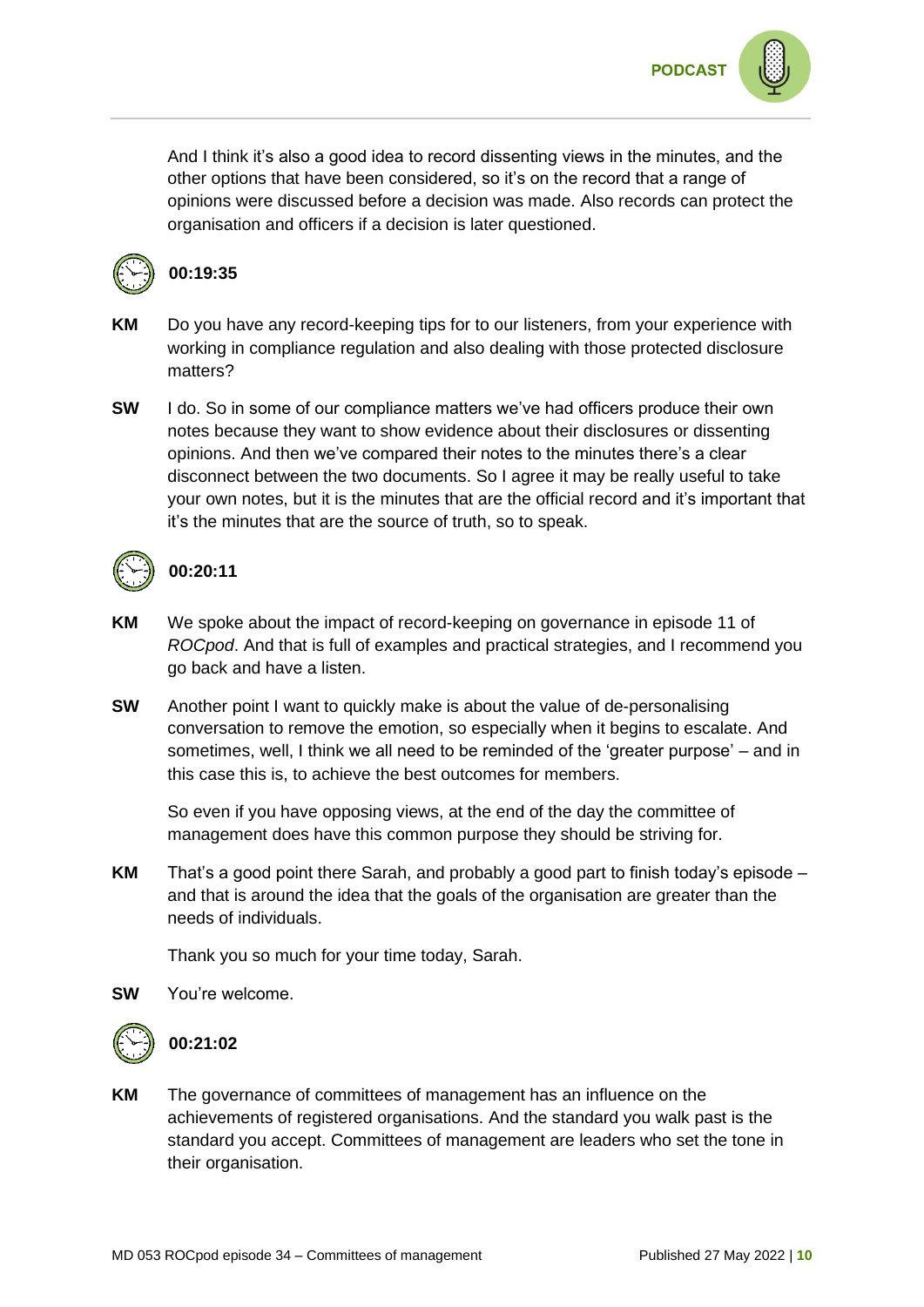And I think it's also a good idea to record dissenting views in the minutes, and the other options that have been considered, so it's on the record that a range of opinions were discussed before a decision was made. Also records can protect the organisation and officers if a decision is later questioned.

**00:19:35**

**KM** Do you have any record-keeping tips for to our listeners, from your experience with working in compliance regulation and also dealing with those protected disclosure matters?

**SW** I do. So in some of our compliance matters we've had officers produce their own notes because they want to show evidence about their disclosures or dissenting opinions. And then we've compared their notes to the minutes there's a clear disconnect between the two documents. So I agree it may be really useful to take your own notes, but it is the minutes that are the official record and it's important that it's the minutes that are the source of truth, so to speak.

**00:20:11**

**KM** We spoke about the impact of record-keeping on governance in episode 11 of *ROCpod*. And that is full of examples and practical strategies, and I recommend you go back and have a listen.

**SW** Another point I want to quickly make is about the value of de-personalising conversation to remove the emotion, so especially when it begins to escalate. And sometimes, well, I think we all need to be reminded of the 'greater purpose' – and in this case this is, to achieve the best outcomes for members.

So even if you have opposing views, at the end of the day the committee of management does have this common purpose they should be striving for.

**KM** That's a good point there Sarah, and probably a good part to finish today's episode – and that is around the idea that the goals of the organisation are greater than the needs of individuals.

Thank you so much for your time today, Sarah.

**SW** You're welcome.

**00:21:02**

**KM** The governance of committees of management has an influence on the achievements of registered organisations. And the standard you walk past is the standard you accept. Committees of management are leaders who set the tone in their organisation.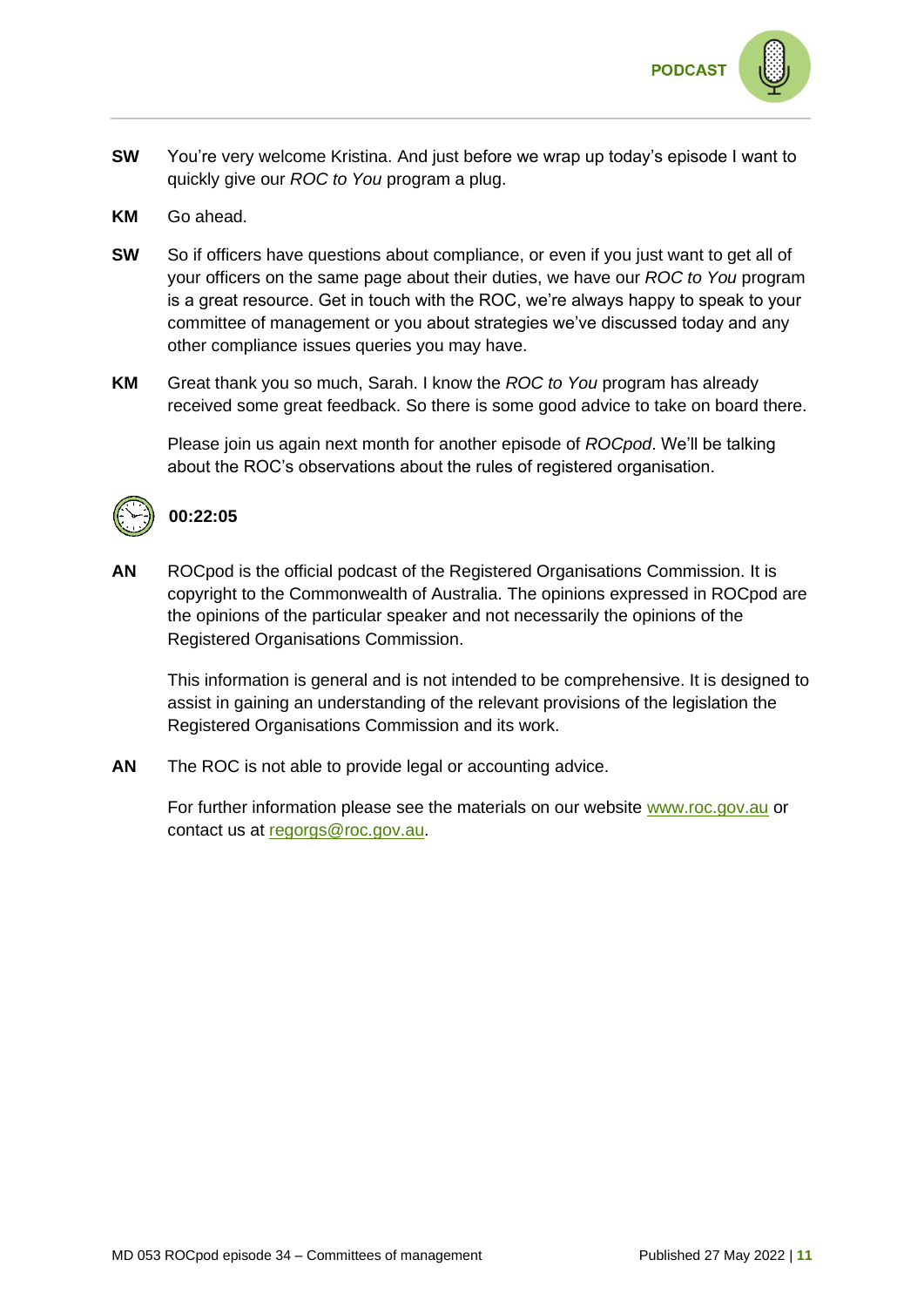**SW** You're very welcome Kristina. And just before we wrap up today's episode I want to quickly give our *ROC to You* program a plug.

**KM** Go ahead.

**SW** So if officers have questions about compliance, or even if you just want to get all of your officers on the same page about their duties, we have our *ROC to You* program is a great resource. Get in touch with the ROC, we're always happy to speak to your committee of management or you about strategies we've discussed today and any other compliance issues queries you may have.

**KM** Great thank you so much, Sarah. I know the *ROC to You* program has already received some great feedback. So there is some good advice to take on board there.

Please join us again next month for another episode of *ROCpod*. We'll be talking about the ROC's observations about the rules of registered organisation.

**00:22:05**

**AN** ROCpod is the official podcast of the Registered Organisations Commission. It is copyright to the Commonwealth of Australia. The opinions expressed in ROCpod are the opinions of the particular speaker and not necessarily the opinions of the Registered Organisations Commission.

This information is general and is not intended to be comprehensive. It is designed to assist in gaining an understanding of the relevant provisions of the legislation the Registered Organisations Commission and its work.

**AN** The ROC is not able to provide legal or accounting advice.

For further information please see the materials on our website [www.roc.gov.au](http://www.roc.gov.au) or contact us at [regorgs@roc.gov.au](mailto:regorgs@roc.gov.au).